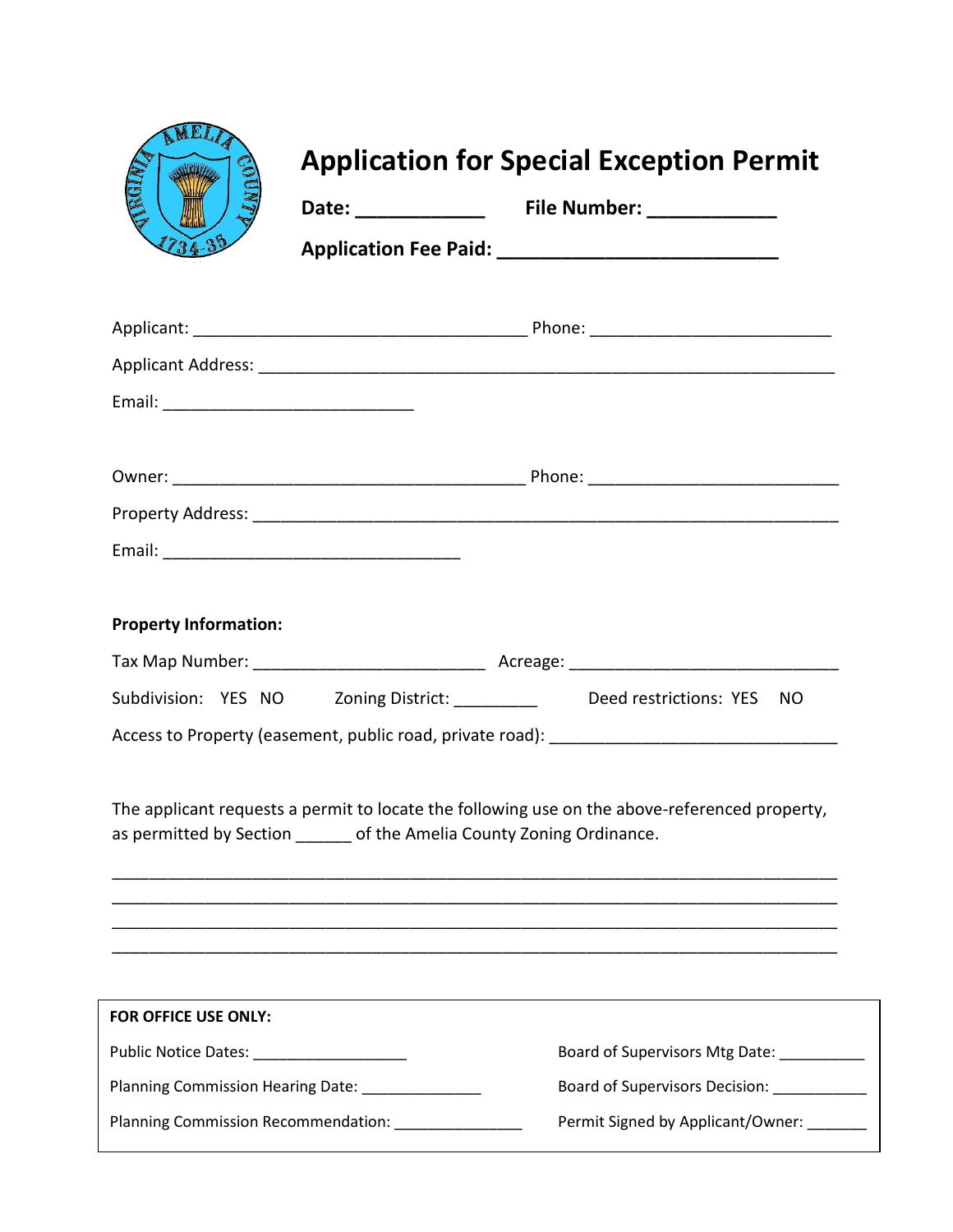# Application for Special Exception Permit

**Date: ____________ File Number: ____________**

**Application Fee Paid: __________________________**

Applicant: ___________________________________ Phone: _________________________

Applicant Address: ____________________________________________________________

Email: ___________________________

Owner: ______________________________________ Phone: ___________________________

Property Address: _____________________________________________________________

Email: ________________________________

**Property Information:**

Tax Map Number: _________________________ Acreage: _____________________________

Subdivision: YES NO Zoning District: _________ Deed restrictions: YES NO

Access to Property (easement, public road, private road): ______________________________

The applicant requests a permit to locate the following use on the above-referenced property, as permitted by Section ______ of the Amelia County Zoning Ordinance.

______________________________________________________________________________
______________________________________________________________________________
______________________________________________________________________________
______________________________________________________________________________

**FOR OFFICE USE ONLY:**

Public Notice Dates: __________________

Planning Commission Hearing Date: ______________

Planning Commission Recommendation: _______________

Board of Supervisors Mtg Date: __________

Board of Supervisors Decision: ___________

Permit Signed by Applicant/Owner: _______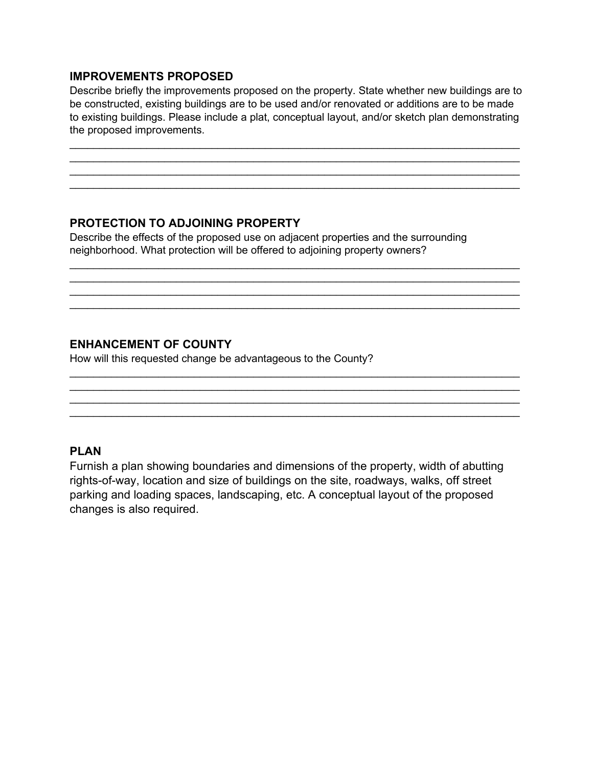## IMPROVEMENTS PROPOSED

Describe briefly the improvements proposed on the property. State whether new buildings are to be constructed, existing buildings are to be used and/or renovated or additions are to be made to existing buildings. Please include a plat, conceptual layout, and/or sketch plan demonstrating the proposed improvements.

______________________________________________________________________________
______________________________________________________________________________
______________________________________________________________________________
______________________________________________________________________________

## PROTECTION TO ADJOINING PROPERTY

Describe the effects of the proposed use on adjacent properties and the surrounding neighborhood. What protection will be offered to adjoining property owners?

______________________________________________________________________________
______________________________________________________________________________
______________________________________________________________________________
______________________________________________________________________________

## ENHANCEMENT OF COUNTY

How will this requested change be advantageous to the County?

______________________________________________________________________________
______________________________________________________________________________
______________________________________________________________________________
______________________________________________________________________________

## PLAN

Furnish a plan showing boundaries and dimensions of the property, width of abutting rights-of-way, location and size of buildings on the site, roadways, walks, off street parking and loading spaces, landscaping, etc. A conceptual layout of the proposed changes is also required.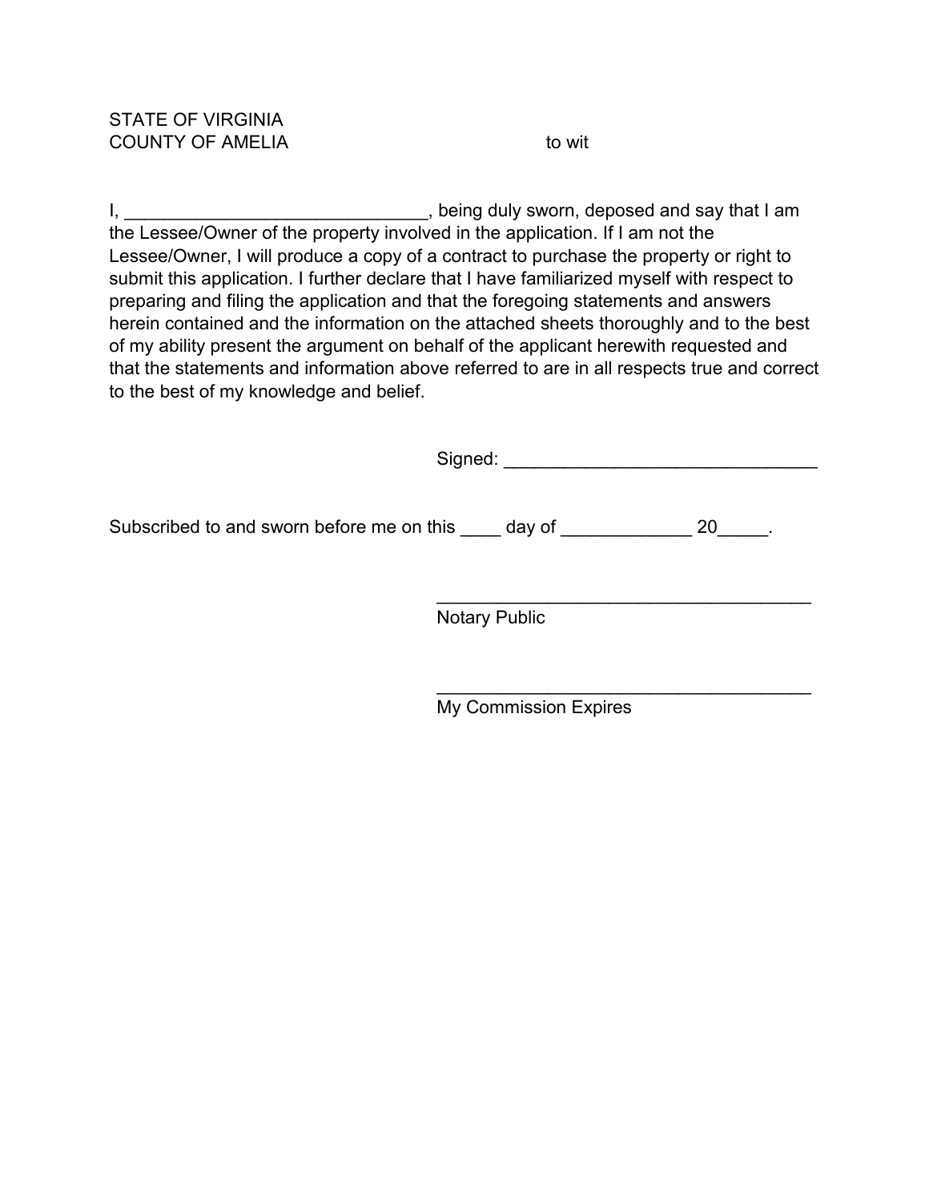STATE OF VIRGINIA
COUNTY OF AMELIA                                        to wit

I, ______________________________, being duly sworn, deposed and say that I am the Lessee/Owner of the property involved in the application. If I am not the Lessee/Owner, I will produce a copy of a contract to purchase the property or right to submit this application. I further declare that I have familiarized myself with respect to preparing and filing the application and that the foregoing statements and answers herein contained and the information on the attached sheets thoroughly and to the best of my ability present the argument on behalf of the applicant herewith requested and that the statements and information above referred to are in all respects true and correct to the best of my knowledge and belief.

Signed: _______________________________

Subscribed to and sworn before me on this ____ day of _____________ 20_____.

______________________________________
Notary Public

______________________________________
My Commission Expires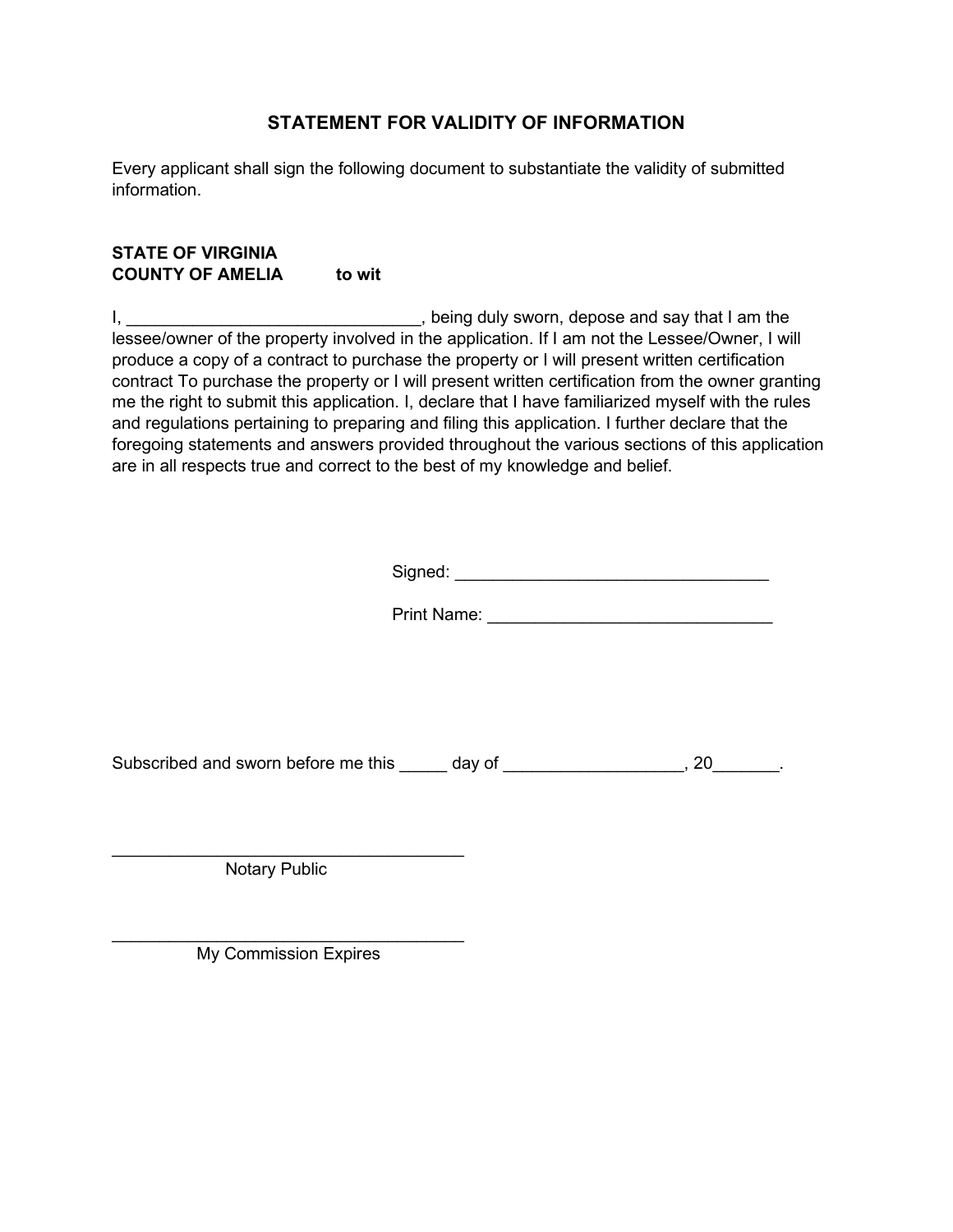## STATEMENT FOR VALIDITY OF INFORMATION

Every applicant shall sign the following document to substantiate the validity of submitted information.

**STATE OF VIRGINIA**
**COUNTY OF AMELIA to wit**

I, _______________________________, being duly sworn, depose and say that I am the lessee/owner of the property involved in the application. If I am not the Lessee/Owner, I will produce a copy of a contract to purchase the property or I will present written certification contract To purchase the property or I will present written certification from the owner granting me the right to submit this application. I, declare that I have familiarized myself with the rules and regulations pertaining to preparing and filing this application. I further declare that the foregoing statements and answers provided throughout the various sections of this application are in all respects true and correct to the best of my knowledge and belief.

Signed: _________________________________

Print Name: ______________________________

Subscribed and sworn before me this _____ day of ___________________, 20_______.

_____________________________________
Notary Public

_____________________________________
My Commission Expires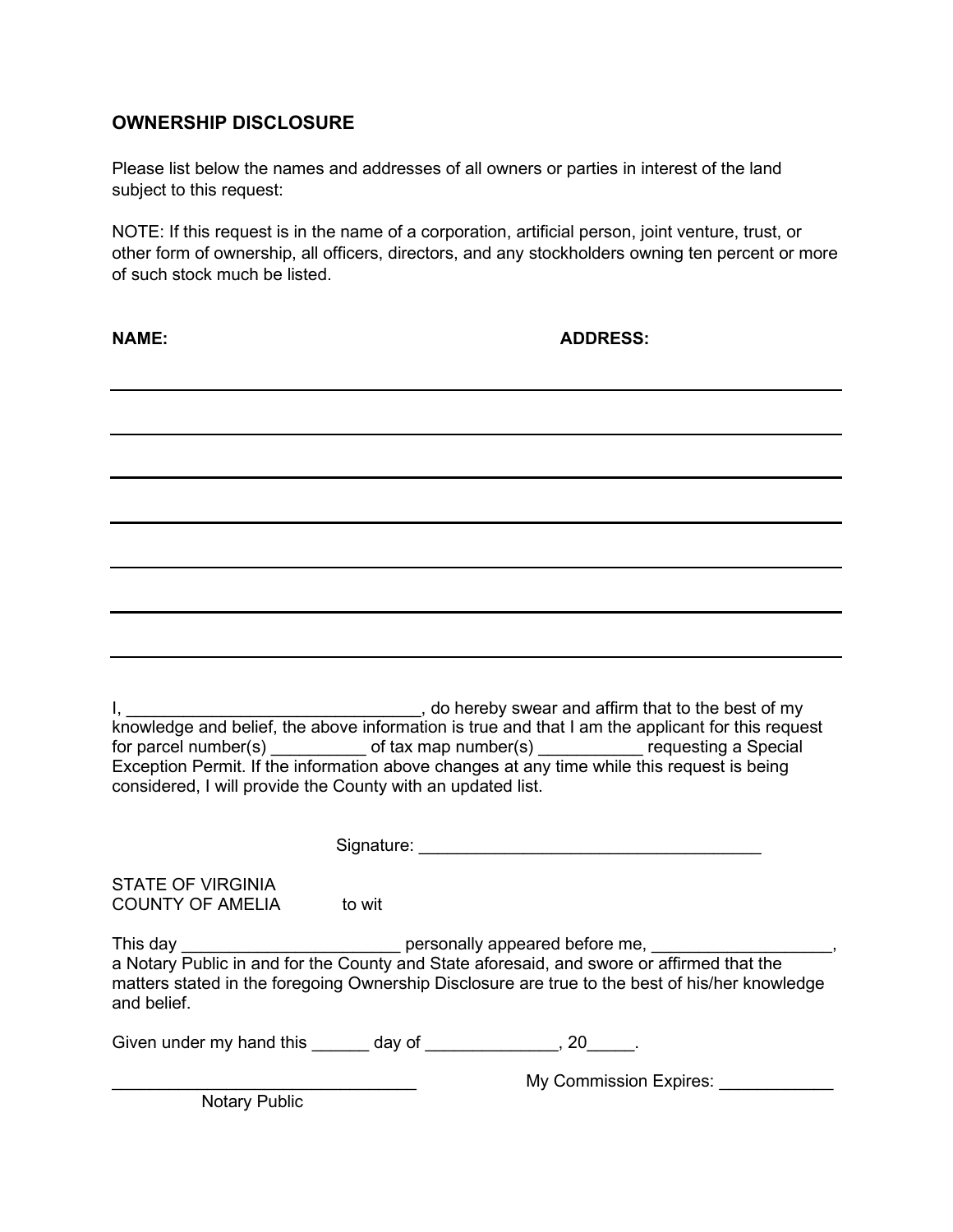## OWNERSHIP DISCLOSURE

Please list below the names and addresses of all owners or parties in interest of the land subject to this request:

NOTE: If this request is in the name of a corporation, artificial person, joint venture, trust, or other form of ownership, all officers, directors, and any stockholders owning ten percent or more of such stock much be listed.

**NAME:** **ADDRESS:**

______________________________________________________________________________

______________________________________________________________________________

______________________________________________________________________________

______________________________________________________________________________

______________________________________________________________________________

______________________________________________________________________________

______________________________________________________________________________

I, ________________________________, do hereby swear and affirm that to the best of my knowledge and belief, the above information is true and that I am the applicant for this request for parcel number(s) __________ of tax map number(s) ___________ requesting a Special Exception Permit. If the information above changes at any time while this request is being considered, I will provide the County with an updated list.

Signature: _____________________________________

STATE OF VIRGINIA
COUNTY OF AMELIA to wit

This day _______________________ personally appeared before me, ___________________, a Notary Public in and for the County and State aforesaid, and swore or affirmed that the matters stated in the foregoing Ownership Disclosure are true to the best of his/her knowledge and belief.

Given under my hand this ______ day of ______________, 20_____.

________________________________ My Commission Expires: ____________
Notary Public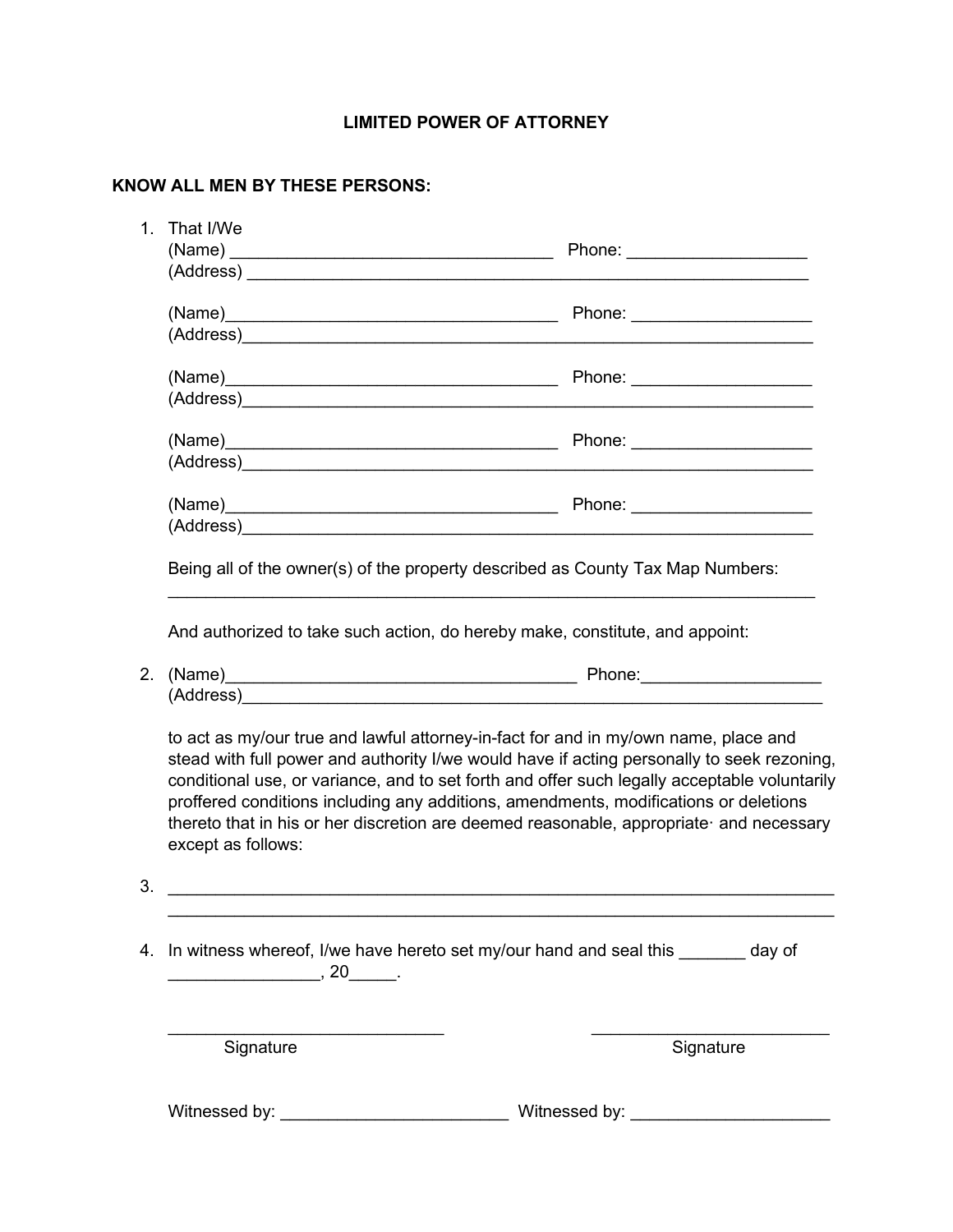# LIMITED POWER OF ATTORNEY

**KNOW ALL MEN BY THESE PERSONS:**

1. That I/We
   (Name) ___________________________________ Phone: __________________
   (Address) ____________________________________________________________

   (Name)____________________________________ Phone: __________________
   (Address)_____________________________________________________________

   (Name)____________________________________ Phone: __________________
   (Address)_____________________________________________________________

   (Name)____________________________________ Phone: __________________
   (Address)_____________________________________________________________

   (Name)____________________________________ Phone: __________________
   (Address)_____________________________________________________________

   Being all of the owner(s) of the property described as County Tax Map Numbers:
   ______________________________________________________________________

   And authorized to take such action, do hereby make, constitute, and appoint:

2. (Name)_______________________________________ Phone:__________________
   (Address)______________________________________________________________

   to act as my/our true and lawful attorney-in-fact for and in my/own name, place and stead with full power and authority I/we would have if acting personally to seek rezoning, conditional use, or variance, and to set forth and offer such legally acceptable voluntarily proffered conditions including any additions, amendments, modifications or deletions thereto that in his or her discretion are deemed reasonable, appropriate· and necessary except as follows:

3. ________________________________________________________________________
   ________________________________________________________________________

4. In witness whereof, I/we have hereto set my/our hand and seal this _______ day of
   ________________, 20_____.

_____________________________ &nbsp;&nbsp;&nbsp;&nbsp;&nbsp;&nbsp;&nbsp;&nbsp; __________________________
Signature &nbsp;&nbsp;&nbsp;&nbsp;&nbsp;&nbsp;&nbsp;&nbsp;&nbsp;&nbsp;&nbsp;&nbsp;&nbsp;&nbsp;&nbsp;&nbsp;&nbsp;&nbsp;&nbsp;&nbsp;&nbsp;&nbsp;&nbsp;&nbsp;&nbsp;&nbsp;&nbsp;&nbsp; Signature

Witnessed by: ________________________ Witnessed by: _____________________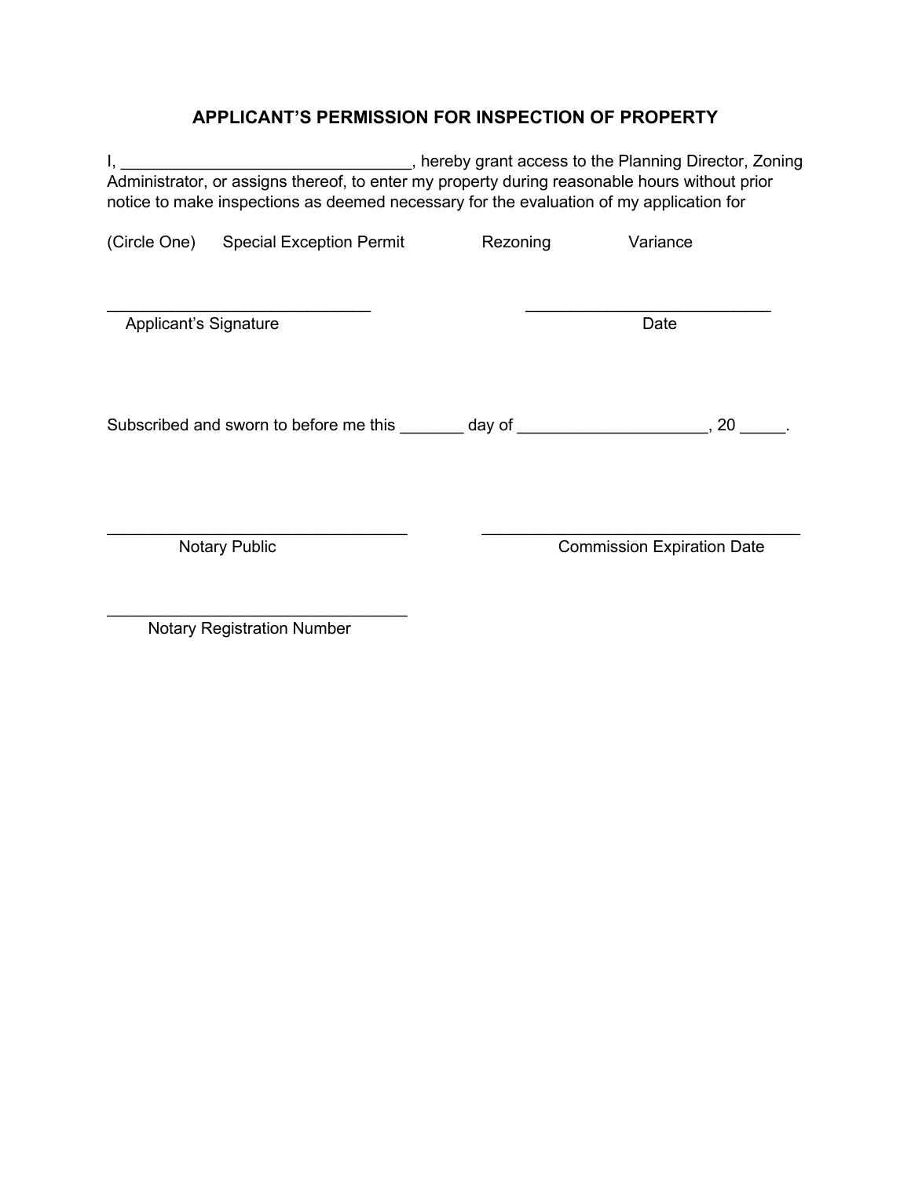## APPLICANT'S PERMISSION FOR INSPECTION OF PROPERTY

I, ________________________________, hereby grant access to the Planning Director, Zoning Administrator, or assigns thereof, to enter my property during reasonable hours without prior notice to make inspections as deemed necessary for the evaluation of my application for

(Circle One) Special Exception Permit Rezoning Variance

_____________________________ ___________________________
Applicant's Signature Date

Subscribed and sworn to before me this _______ day of ____________________, 20 _____.

_________________________________ ___________________________________
Notary Public Commission Expiration Date

_________________________________
Notary Registration Number